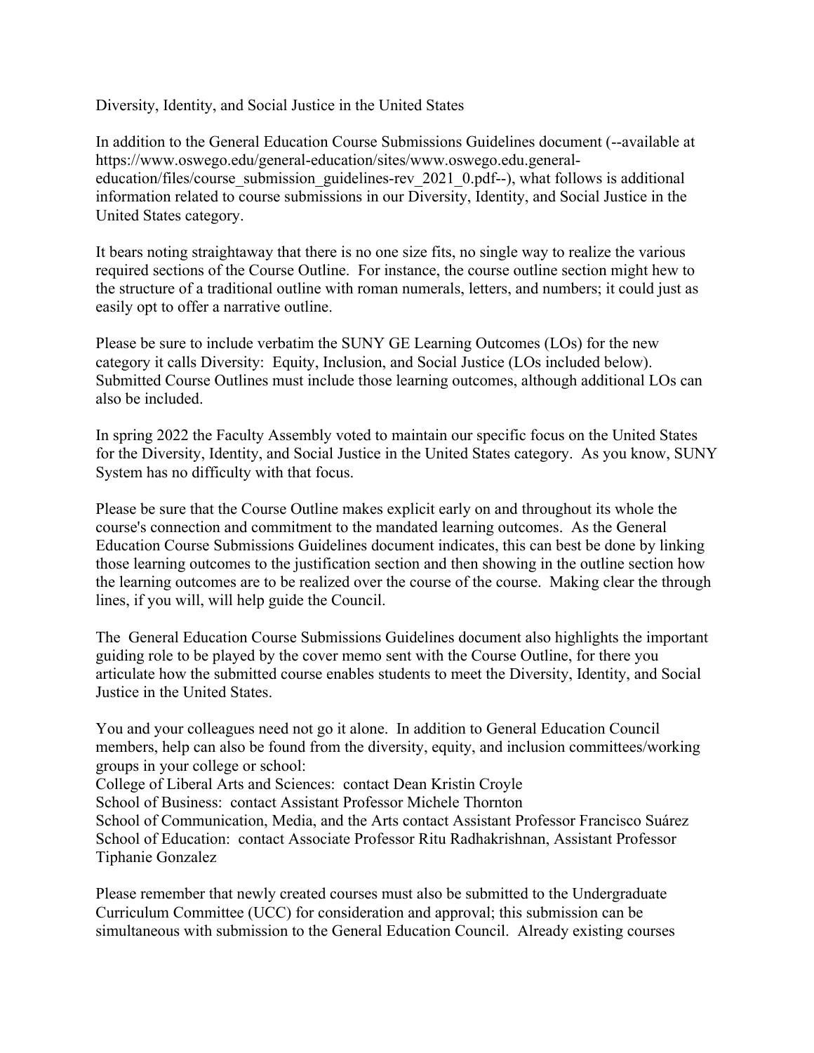Diversity, Identity, and Social Justice in the United States

In addition to the General Education Course Submissions Guidelines document (--available at https://www.oswego.edu/general-education/sites/www.oswego.edu.general-education/files/course_submission_guidelines-rev_2021_0.pdf--), what follows is additional information related to course submissions in our Diversity, Identity, and Social Justice in the United States category.

It bears noting straightaway that there is no one size fits, no single way to realize the various required sections of the Course Outline. For instance, the course outline section might hew to the structure of a traditional outline with roman numerals, letters, and numbers; it could just as easily opt to offer a narrative outline.

Please be sure to include verbatim the SUNY GE Learning Outcomes (LOs) for the new category it calls Diversity: Equity, Inclusion, and Social Justice (LOs included below). Submitted Course Outlines must include those learning outcomes, although additional LOs can also be included.

In spring 2022 the Faculty Assembly voted to maintain our specific focus on the United States for the Diversity, Identity, and Social Justice in the United States category. As you know, SUNY System has no difficulty with that focus.

Please be sure that the Course Outline makes explicit early on and throughout its whole the course's connection and commitment to the mandated learning outcomes. As the General Education Course Submissions Guidelines document indicates, this can best be done by linking those learning outcomes to the justification section and then showing in the outline section how the learning outcomes are to be realized over the course of the course. Making clear the through lines, if you will, will help guide the Council.

The General Education Course Submissions Guidelines document also highlights the important guiding role to be played by the cover memo sent with the Course Outline, for there you articulate how the submitted course enables students to meet the Diversity, Identity, and Social Justice in the United States.

You and your colleagues need not go it alone. In addition to General Education Council members, help can also be found from the diversity, equity, and inclusion committees/working groups in your college or school:
College of Liberal Arts and Sciences: contact Dean Kristin Croyle
School of Business: contact Assistant Professor Michele Thornton
School of Communication, Media, and the Arts contact Assistant Professor Francisco Suárez
School of Education: contact Associate Professor Ritu Radhakrishnan, Assistant Professor Tiphanie Gonzalez

Please remember that newly created courses must also be submitted to the Undergraduate Curriculum Committee (UCC) for consideration and approval; this submission can be simultaneous with submission to the General Education Council. Already existing courses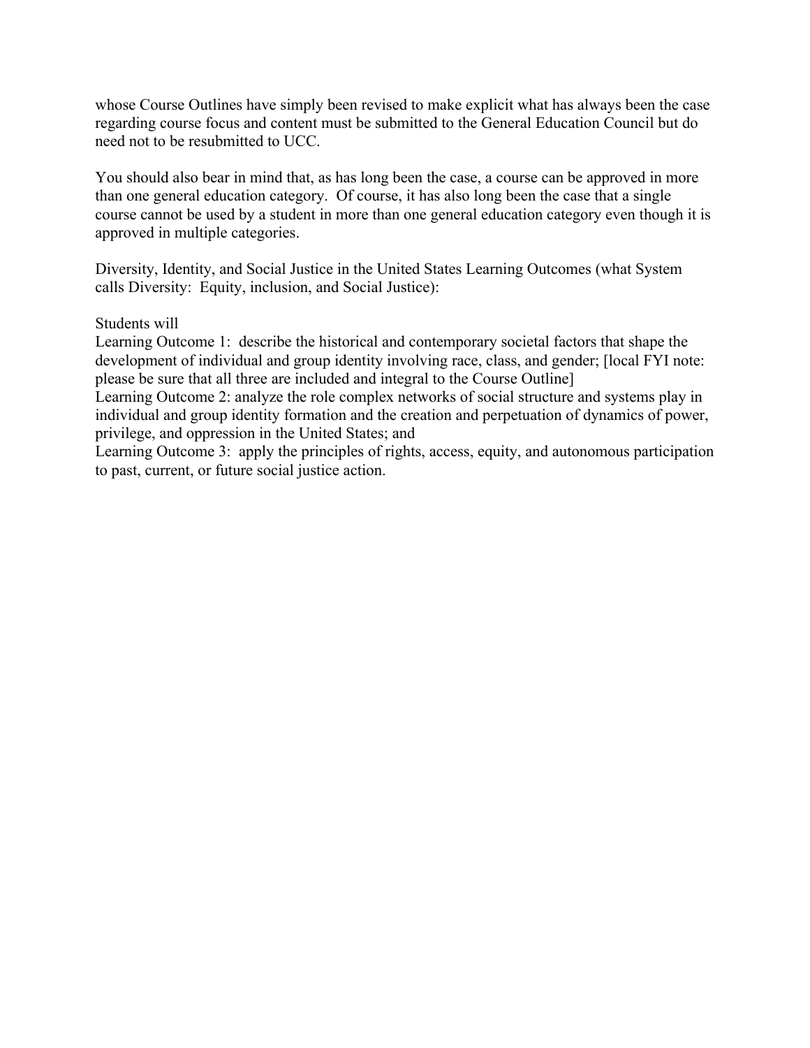whose Course Outlines have simply been revised to make explicit what has always been the case regarding course focus and content must be submitted to the General Education Council but do need not to be resubmitted to UCC.

You should also bear in mind that, as has long been the case, a course can be approved in more than one general education category. Of course, it has also long been the case that a single course cannot be used by a student in more than one general education category even though it is approved in multiple categories.

Diversity, Identity, and Social Justice in the United States Learning Outcomes (what System calls Diversity: Equity, inclusion, and Social Justice):

Students will
Learning Outcome 1: describe the historical and contemporary societal factors that shape the development of individual and group identity involving race, class, and gender; [local FYI note: please be sure that all three are included and integral to the Course Outline]
Learning Outcome 2: analyze the role complex networks of social structure and systems play in individual and group identity formation and the creation and perpetuation of dynamics of power, privilege, and oppression in the United States; and
Learning Outcome 3: apply the principles of rights, access, equity, and autonomous participation to past, current, or future social justice action.